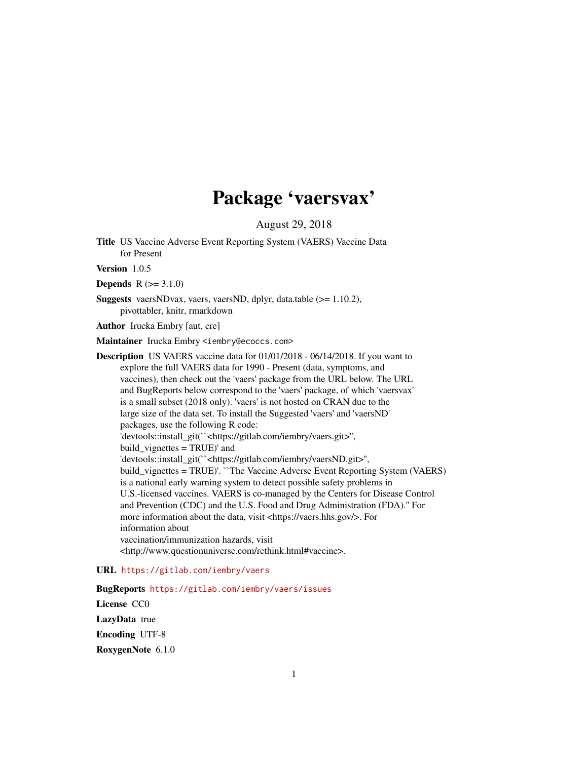# Package 'vaersvax'

August 29, 2018

**Title** US Vaccine Adverse Event Reporting System (VAERS) Vaccine Data for Present

**Version** 1.0.5

**Depends** R (>= 3.1.0)

**Suggests** vaersNDvax, vaers, vaersND, dplyr, data.table (>= 1.10.2), pivottabler, knitr, rmarkdown

**Author** Irucka Embry [aut, cre]

**Maintainer** Irucka Embry <iembry@ecoccs.com>

**Description** US VAERS vaccine data for 01/01/2018 - 06/14/2018. If you want to explore the full VAERS data for 1990 - Present (data, symptoms, and vaccines), then check out the 'vaers' package from the URL below. The URL and BugReports below correspond to the 'vaers' package, of which 'vaersvax' is a small subset (2018 only). 'vaers' is not hosted on CRAN due to the large size of the data set. To install the Suggested 'vaers' and 'vaersND' packages, use the following R code: 'devtools::install_git(``<https://gitlab.com/iembry/vaers.git>'', build_vignettes = TRUE)' and 'devtools::install_git(``<https://gitlab.com/iembry/vaersND.git>'', build_vignettes = TRUE)'. ``The Vaccine Adverse Event Reporting System (VAERS) is a national early warning system to detect possible safety problems in U.S.-licensed vaccines. VAERS is co-managed by the Centers for Disease Control and Prevention (CDC) and the U.S. Food and Drug Administration (FDA).'' For more information about the data, visit <https://vaers.hhs.gov/>. For information about vaccination/immunization hazards, visit <http://www.questionuniverse.com/rethink.html#vaccine>.

**URL** https://gitlab.com/iembry/vaers

**BugReports** https://gitlab.com/iembry/vaers/issues

**License** CC0

**LazyData** true

**Encoding** UTF-8

**RoxygenNote** 6.1.0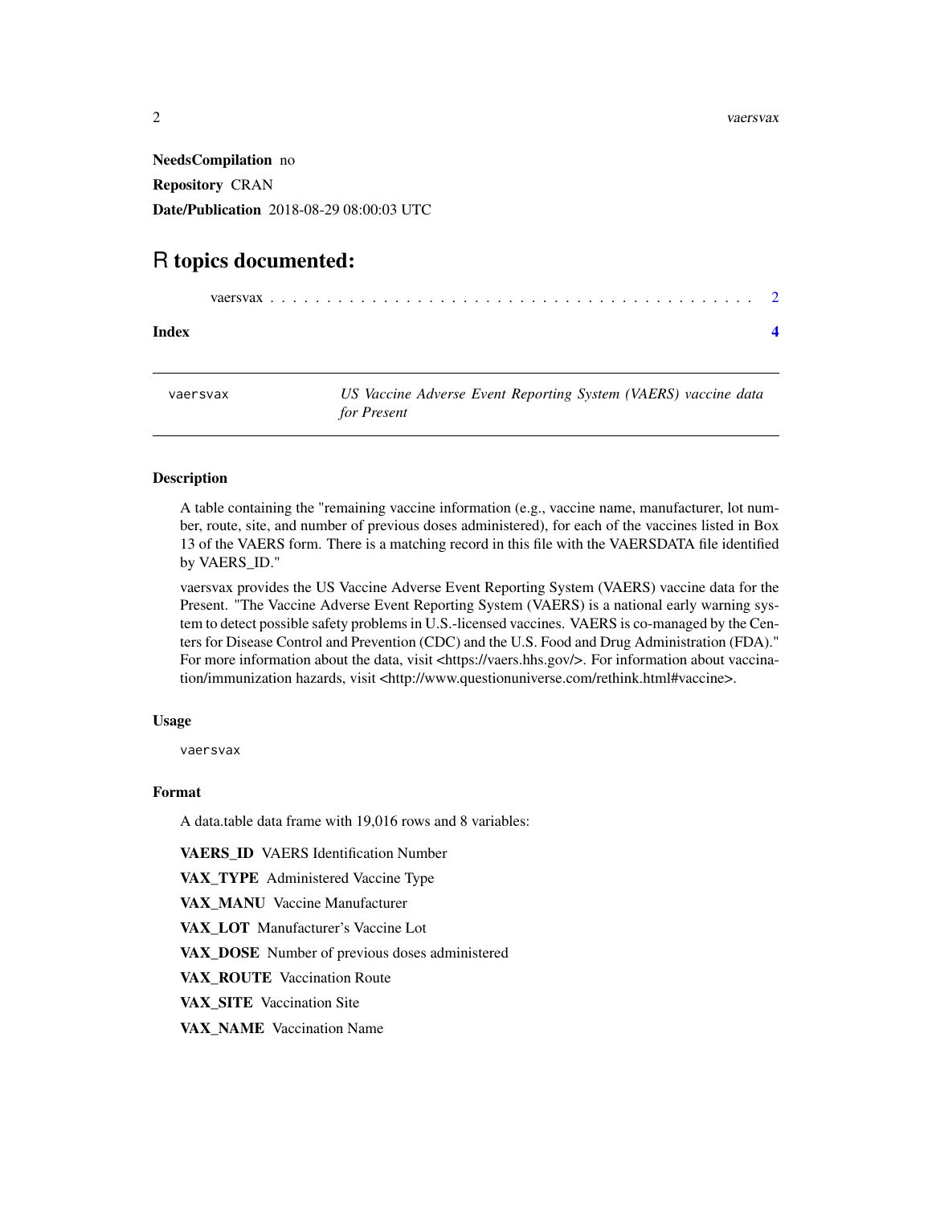**NeedsCompilation** no

**Repository** CRAN

**Date/Publication** 2018-08-29 08:00:03 UTC

# R topics documented:

vaersvax . . . . . . . . . . . . . . . . . . . . . . . . . . . . . . . . . . . . . . . . 2

**Index** **4**

---

## vaersvax — *US Vaccine Adverse Event Reporting System (VAERS) vaccine data for Present*

---

### Description

A table containing the "remaining vaccine information (e.g., vaccine name, manufacturer, lot number, route, site, and number of previous doses administered), for each of the vaccines listed in Box 13 of the VAERS form. There is a matching record in this file with the VAERSDATA file identified by VAERS_ID."

vaersvax provides the US Vaccine Adverse Event Reporting System (VAERS) vaccine data for the Present. "The Vaccine Adverse Event Reporting System (VAERS) is a national early warning system to detect possible safety problems in U.S.-licensed vaccines. VAERS is co-managed by the Centers for Disease Control and Prevention (CDC) and the U.S. Food and Drug Administration (FDA)." For more information about the data, visit <https://vaers.hhs.gov/>. For information about vaccination/immunization hazards, visit <http://www.questionuniverse.com/rethink.html#vaccine>.

### Usage

```
vaersvax
```

### Format

A data.table data frame with 19,016 rows and 8 variables:

**VAERS_ID** VAERS Identification Number

**VAX_TYPE** Administered Vaccine Type

**VAX_MANU** Vaccine Manufacturer

**VAX_LOT** Manufacturer's Vaccine Lot

**VAX_DOSE** Number of previous doses administered

**VAX_ROUTE** Vaccination Route

**VAX_SITE** Vaccination Site

**VAX_NAME** Vaccination Name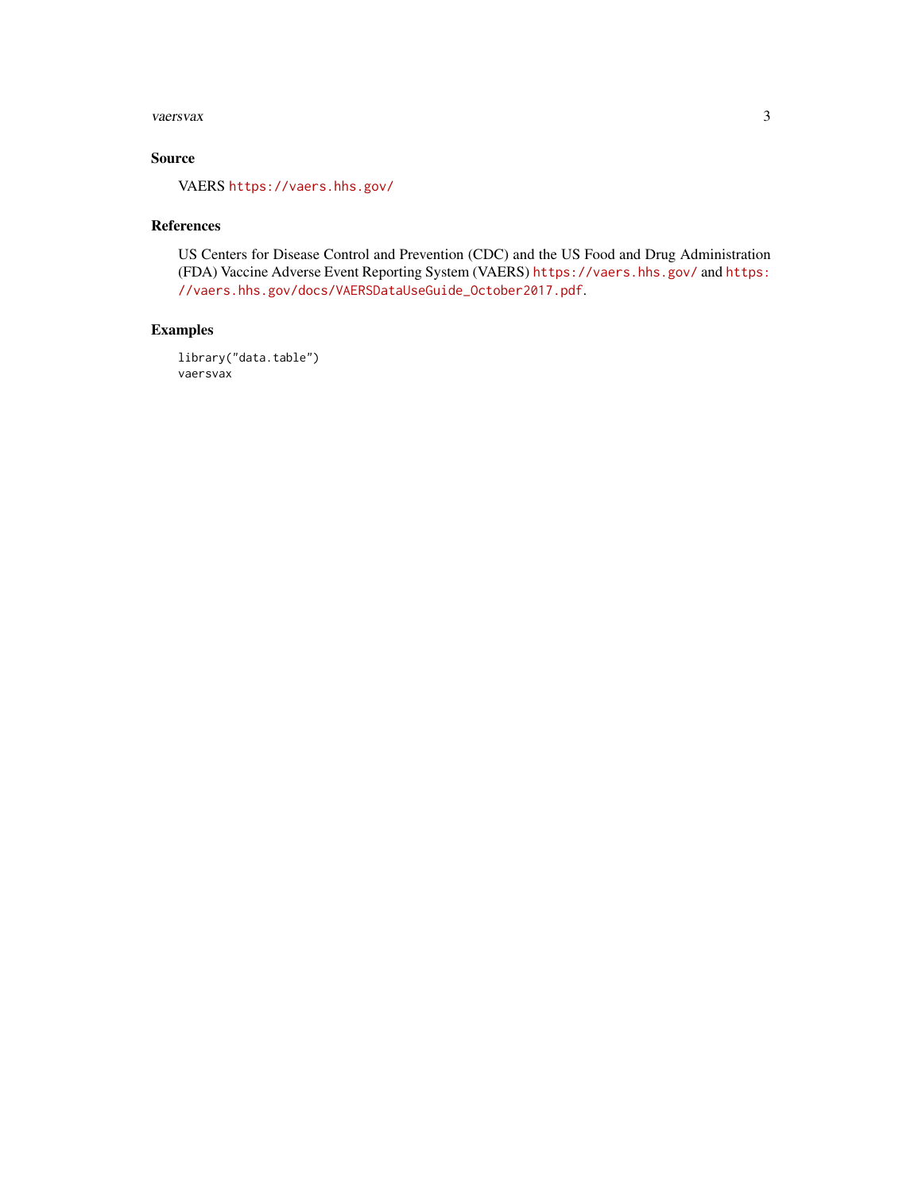## Source

VAERS https://vaers.hhs.gov/

## References

US Centers for Disease Control and Prevention (CDC) and the US Food and Drug Administration (FDA) Vaccine Adverse Event Reporting System (VAERS) https://vaers.hhs.gov/ and https://vaers.hhs.gov/docs/VAERSDataUseGuide_October2017.pdf.

## Examples

```
library("data.table")
vaersvax
```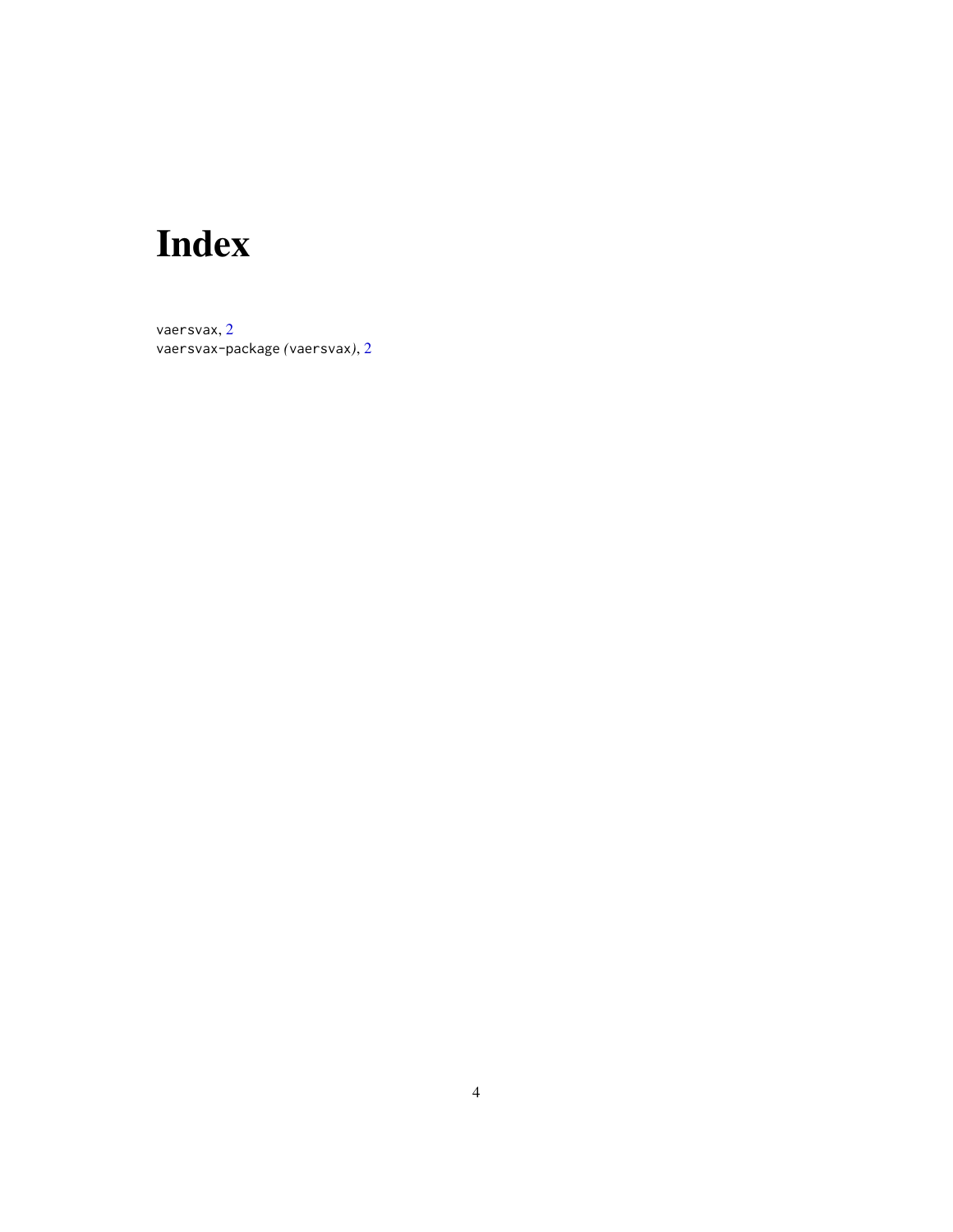# Index

vaersvax, 2
vaersvax-package (vaersvax), 2